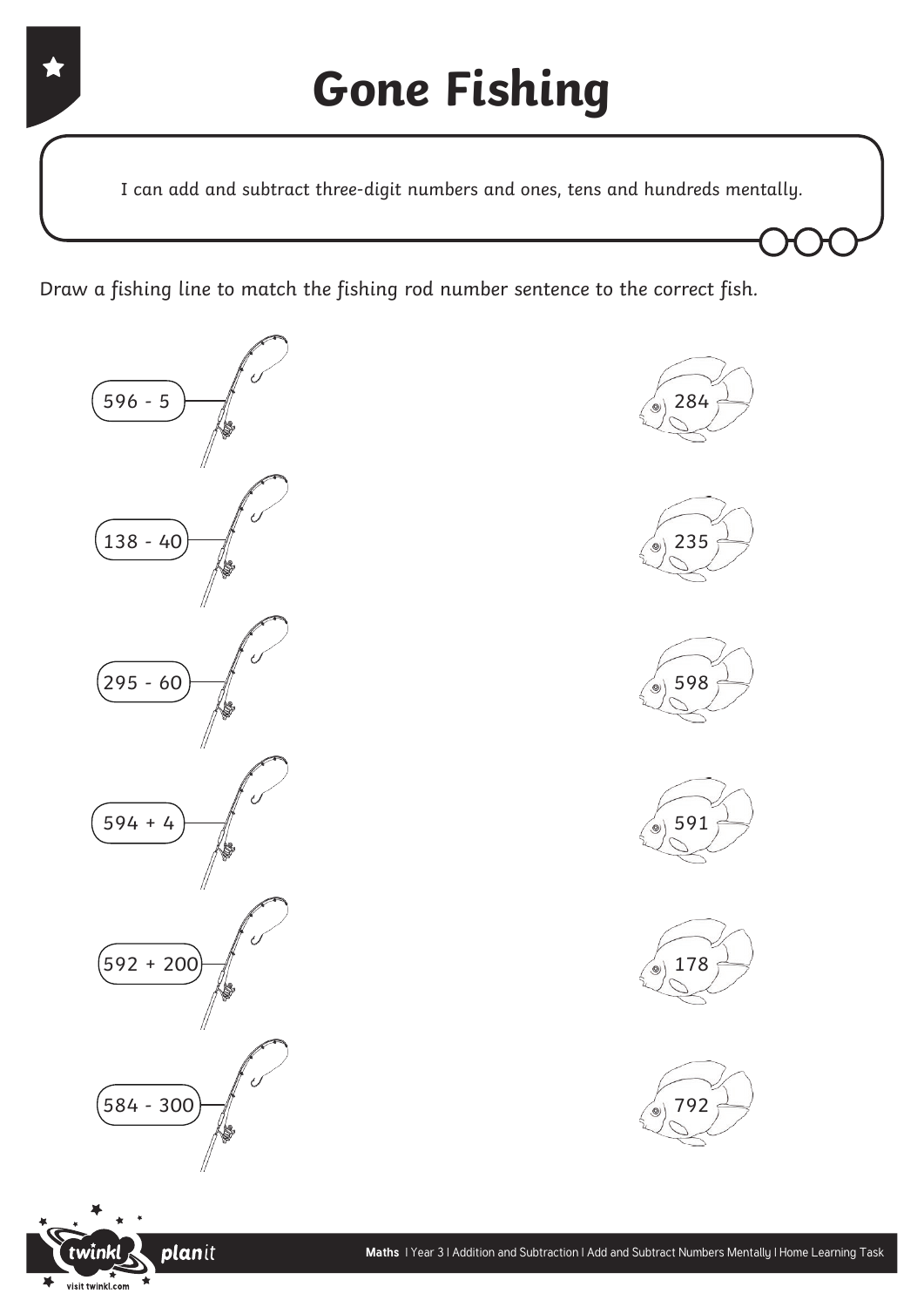# Gone Fishing

I can add and subtract three-digit numbers and ones, tens and hundreds mentally.

Draw a fishing line to match the fishing rod number sentence to the correct fish.

| Fishing rod | Fish |
| --- | --- |
| 596 - 5 | 284 |
| 138 - 40 | 235 |
| 295 - 60 | 598 |
| 594 + 4 | 591 |
| 592 + 200 | 178 |
| 584 - 300 | 792 |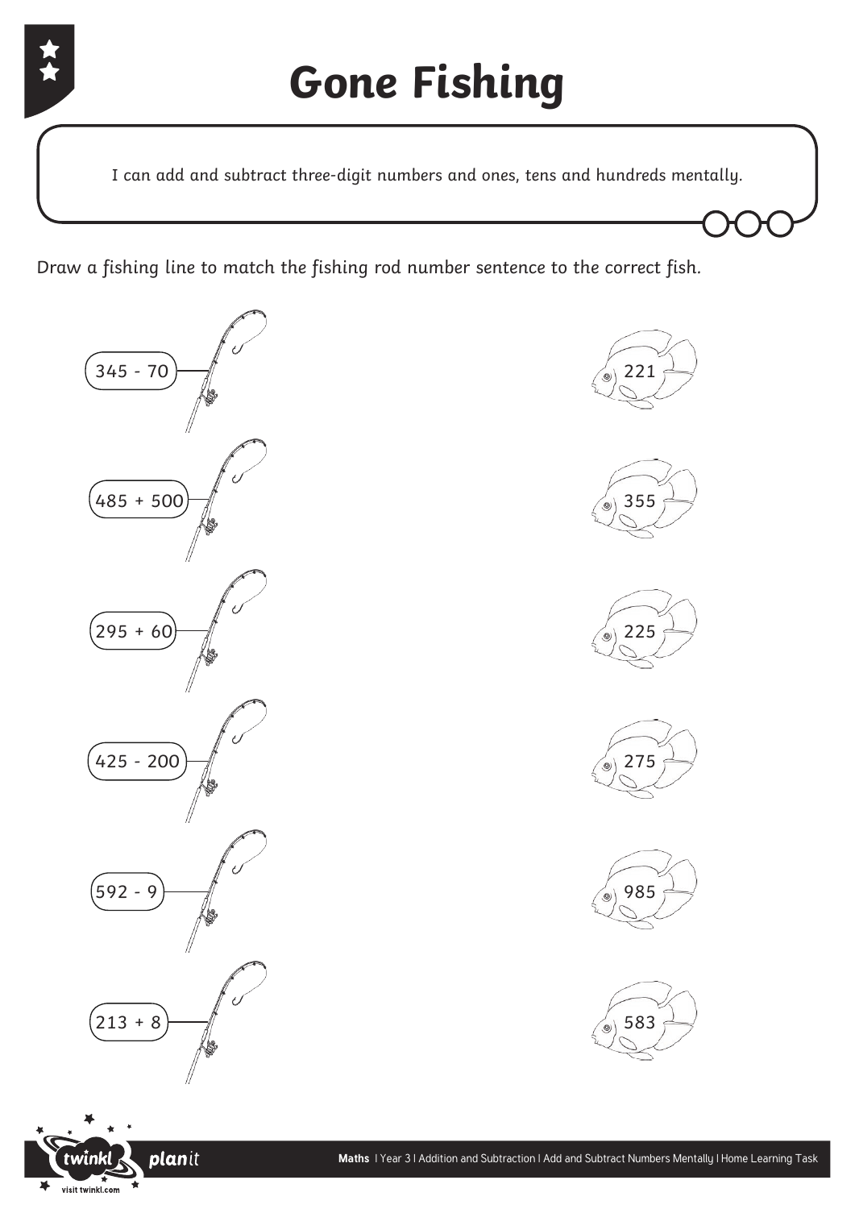# Gone Fishing

I can add and subtract three-digit numbers and ones, tens and hundreds mentally.

Draw a fishing line to match the fishing rod number sentence to the correct fish.

| Fishing rod | Fish |
| --- | --- |
| 345 - 70 | 221 |
| 485 + 500 | 355 |
| 295 + 60 | 225 |
| 425 - 200 | 275 |
| 592 - 9 | 985 |
| 213 + 8 | 583 |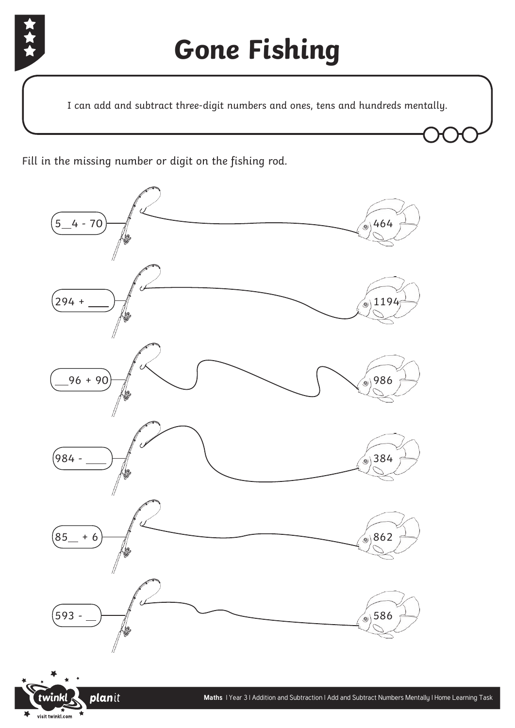# Gone Fishing

I can add and subtract three-digit numbers and ones, tens and hundreds mentally.

Fill in the missing number or digit on the fishing rod.

5__4 - 70 → 464

294 + ____ → 1194

__96 + 90 → 986

984 - ____ → 384

85__ + 6 → 862

593 - __ → 586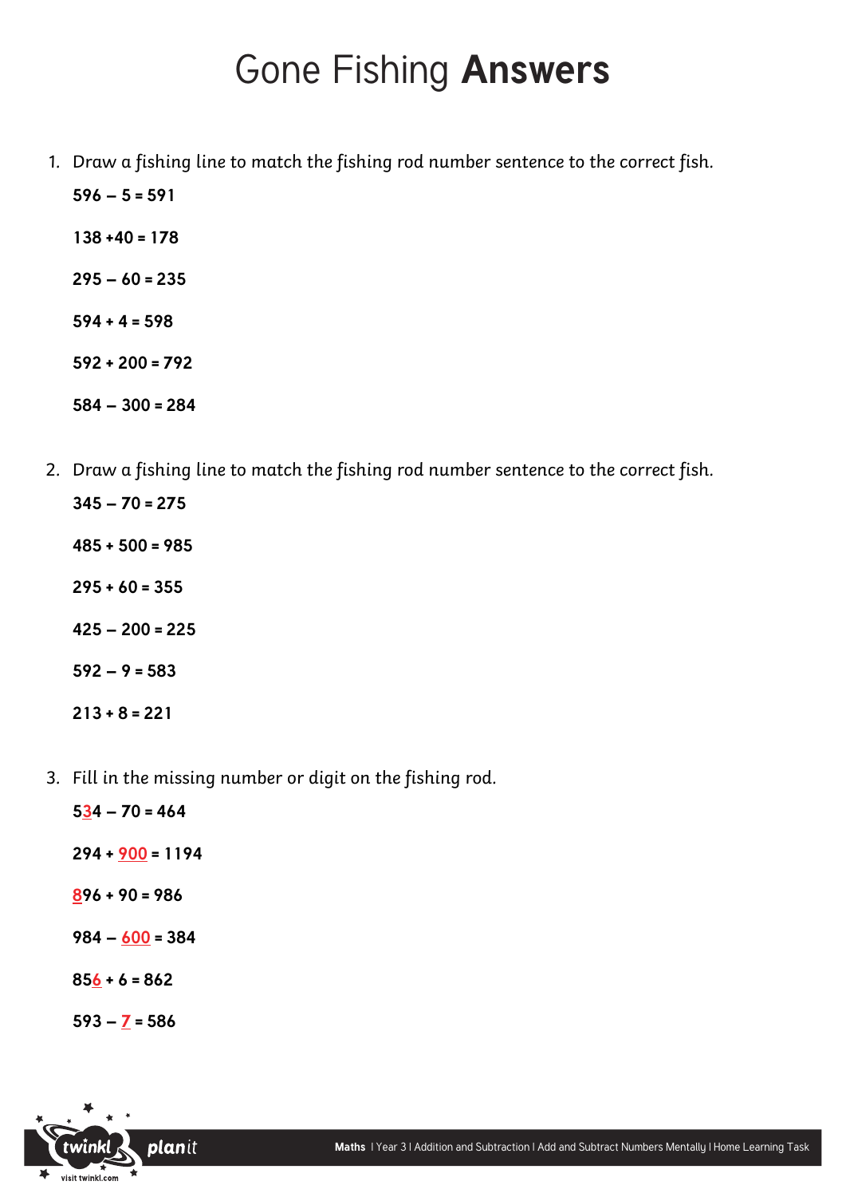# Gone Fishing **Answers**

1. Draw a fishing line to match the fishing rod number sentence to the correct fish.

   **596 – 5 = 591**

   **138 +40 = 178**

   **295 – 60 = 235**

   **594 + 4 = 598**

   **592 + 200 = 792**

   **584 – 300 = 284**

2. Draw a fishing line to match the fishing rod number sentence to the correct fish.

   **345 – 70 = 275**

   **485 + 500 = 985**

   **295 + 60 = 355**

   **425 – 200 = 225**

   **592 – 9 = 583**

   **213 + 8 = 221**

3. Fill in the missing number or digit on the fishing rod.

   **5<u>3</u>4 – 70 = 464**

   **294 + <u>900</u> = 1194**

   **<u>8</u>96 + 90 = 986**

   **984 – <u>600</u> = 384**

   **85<u>6</u> + 6 = 862**

   **593 – <u>7</u> = 586**